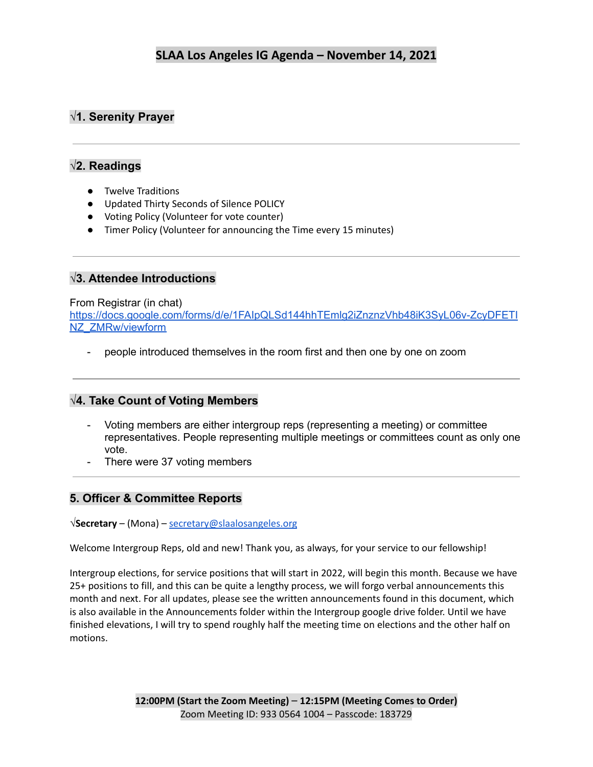# SLAA Los Angeles IG Agenda – November 14, 2021

## √1. Serenity Prayer

---

## √2. Readings

- Twelve Traditions
- Updated Thirty Seconds of Silence POLICY
- Voting Policy (Volunteer for vote counter)
- Timer Policy (Volunteer for announcing the Time every 15 minutes)

---

## √3. Attendee Introductions

From Registrar (in chat)
https://docs.google.com/forms/d/e/1FAIpQLSd144hhTEmlg2iZnznzVhb48iK3SyL06v-ZcyDFETINZ_ZMRw/viewform

- people introduced themselves in the room first and then one by one on zoom

---

## √4. Take Count of Voting Members

- Voting members are either intergroup reps (representing a meeting) or committee representatives. People representing multiple meetings or committees count as only one vote.
- There were 37 voting members

---

## 5. Officer & Committee Reports

√**Secretary** – (Mona) – secretary@slaalosangeles.org

Welcome Intergroup Reps, old and new! Thank you, as always, for your service to our fellowship!

Intergroup elections, for service positions that will start in 2022, will begin this month. Because we have 25+ positions to fill, and this can be quite a lengthy process, we will forgo verbal announcements this month and next. For all updates, please see the written announcements found in this document, which is also available in the Announcements folder within the Intergroup google drive folder. Until we have finished elevations, I will try to spend roughly half the meeting time on elections and the other half on motions.

**12:00PM (Start the Zoom Meeting) – 12:15PM (Meeting Comes to Order)**
Zoom Meeting ID: 933 0564 1004 – Passcode: 183729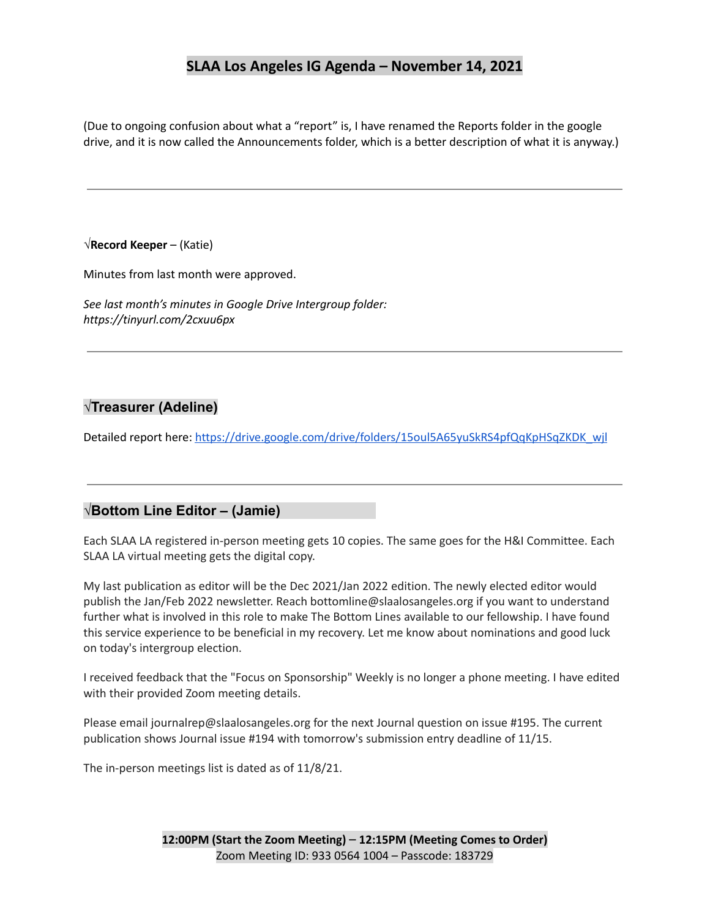# SLAA Los Angeles IG Agenda – November 14, 2021

(Due to ongoing confusion about what a "report" is, I have renamed the Reports folder in the google drive, and it is now called the Announcements folder, which is a better description of what it is anyway.)

---

√**Record Keeper** – (Katie)

Minutes from last month were approved.

*See last month's minutes in Google Drive Intergroup folder: https://tinyurl.com/2cxuu6px*

---

## √Treasurer (Adeline)

Detailed report here: https://drive.google.com/drive/folders/15oul5A65yuSkRS4pfQqKpHSqZKDK_wjl

---

## √Bottom Line Editor – (Jamie)

Each SLAA LA registered in-person meeting gets 10 copies. The same goes for the H&I Committee. Each SLAA LA virtual meeting gets the digital copy.

My last publication as editor will be the Dec 2021/Jan 2022 edition. The newly elected editor would publish the Jan/Feb 2022 newsletter. Reach bottomline@slaalosangeles.org if you want to understand further what is involved in this role to make The Bottom Lines available to our fellowship. I have found this service experience to be beneficial in my recovery. Let me know about nominations and good luck on today's intergroup election.

I received feedback that the "Focus on Sponsorship" Weekly is no longer a phone meeting. I have edited with their provided Zoom meeting details.

Please email journalrep@slaalosangeles.org for the next Journal question on issue #195. The current publication shows Journal issue #194 with tomorrow's submission entry deadline of 11/15.

The in-person meetings list is dated as of 11/8/21.

**12:00PM (Start the Zoom Meeting) – 12:15PM (Meeting Comes to Order)**
Zoom Meeting ID: 933 0564 1004 – Passcode: 183729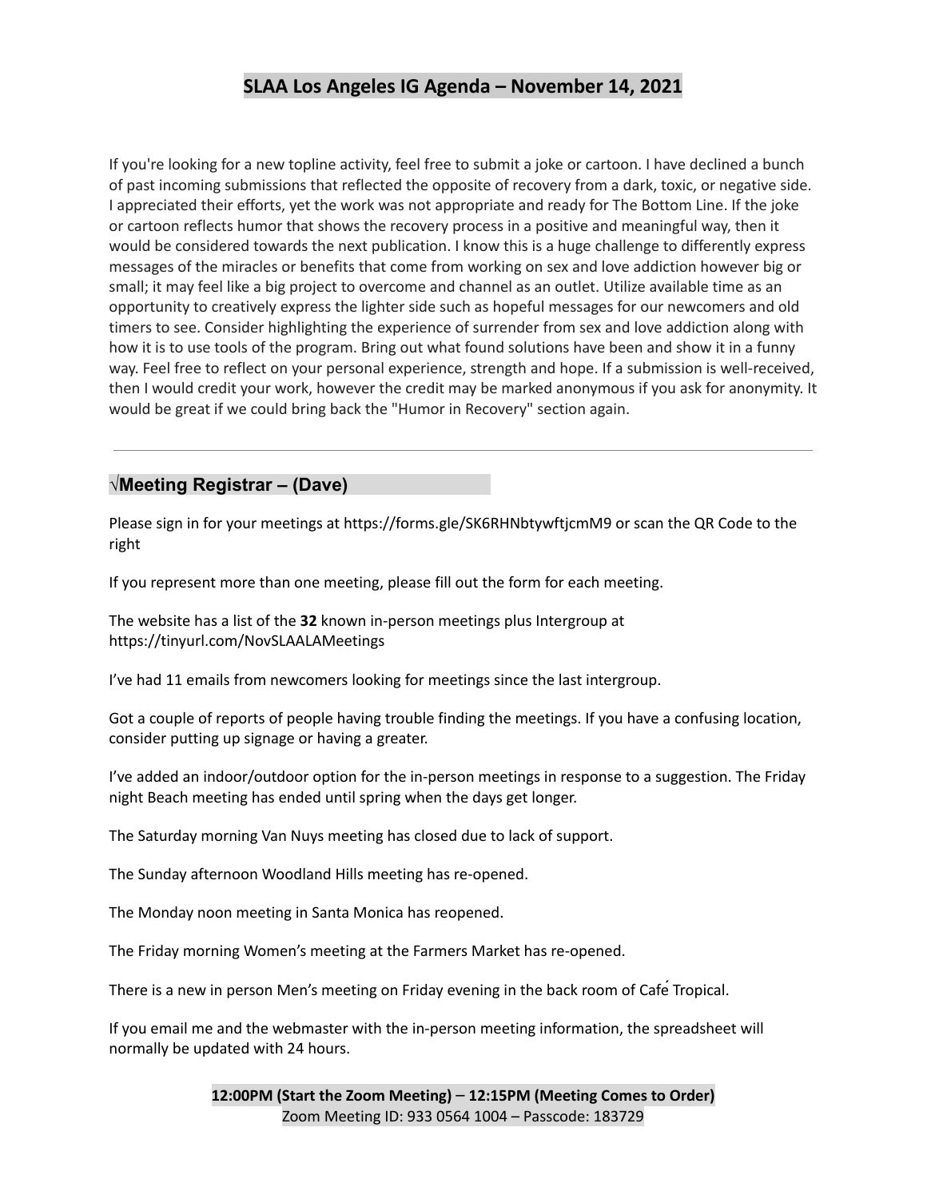## SLAA Los Angeles IG Agenda – November 14, 2021

If you're looking for a new topline activity, feel free to submit a joke or cartoon. I have declined a bunch of past incoming submissions that reflected the opposite of recovery from a dark, toxic, or negative side. I appreciated their efforts, yet the work was not appropriate and ready for The Bottom Line. If the joke or cartoon reflects humor that shows the recovery process in a positive and meaningful way, then it would be considered towards the next publication. I know this is a huge challenge to differently express messages of the miracles or benefits that come from working on sex and love addiction however big or small; it may feel like a big project to overcome and channel as an outlet. Utilize available time as an opportunity to creatively express the lighter side such as hopeful messages for our newcomers and old timers to see. Consider highlighting the experience of surrender from sex and love addiction along with how it is to use tools of the program. Bring out what found solutions have been and show it in a funny way. Feel free to reflect on your personal experience, strength and hope. If a submission is well-received, then I would credit your work, however the credit may be marked anonymous if you ask for anonymity. It would be great if we could bring back the "Humor in Recovery" section again.

---

### √Meeting Registrar – (Dave)

Please sign in for your meetings at https://forms.gle/SK6RHNbtywftjcmM9 or scan the QR Code to the right

If you represent more than one meeting, please fill out the form for each meeting.

The website has a list of the **32** known in-person meetings plus Intergroup at https://tinyurl.com/NovSLAALAMeetings

I've had 11 emails from newcomers looking for meetings since the last intergroup.

Got a couple of reports of people having trouble finding the meetings. If you have a confusing location, consider putting up signage or having a greater.

I've added an indoor/outdoor option for the in-person meetings in response to a suggestion. The Friday night Beach meeting has ended until spring when the days get longer.

The Saturday morning Van Nuys meeting has closed due to lack of support.

The Sunday afternoon Woodland Hills meeting has re-opened.

The Monday noon meeting in Santa Monica has reopened.

The Friday morning Women's meeting at the Farmers Market has re-opened.

There is a new in person Men's meeting on Friday evening in the back room of Café Tropical.

If you email me and the webmaster with the in-person meeting information, the spreadsheet will normally be updated with 24 hours.

**12:00PM (Start the Zoom Meeting) – 12:15PM (Meeting Comes to Order)**
Zoom Meeting ID: 933 0564 1004 – Passcode: 183729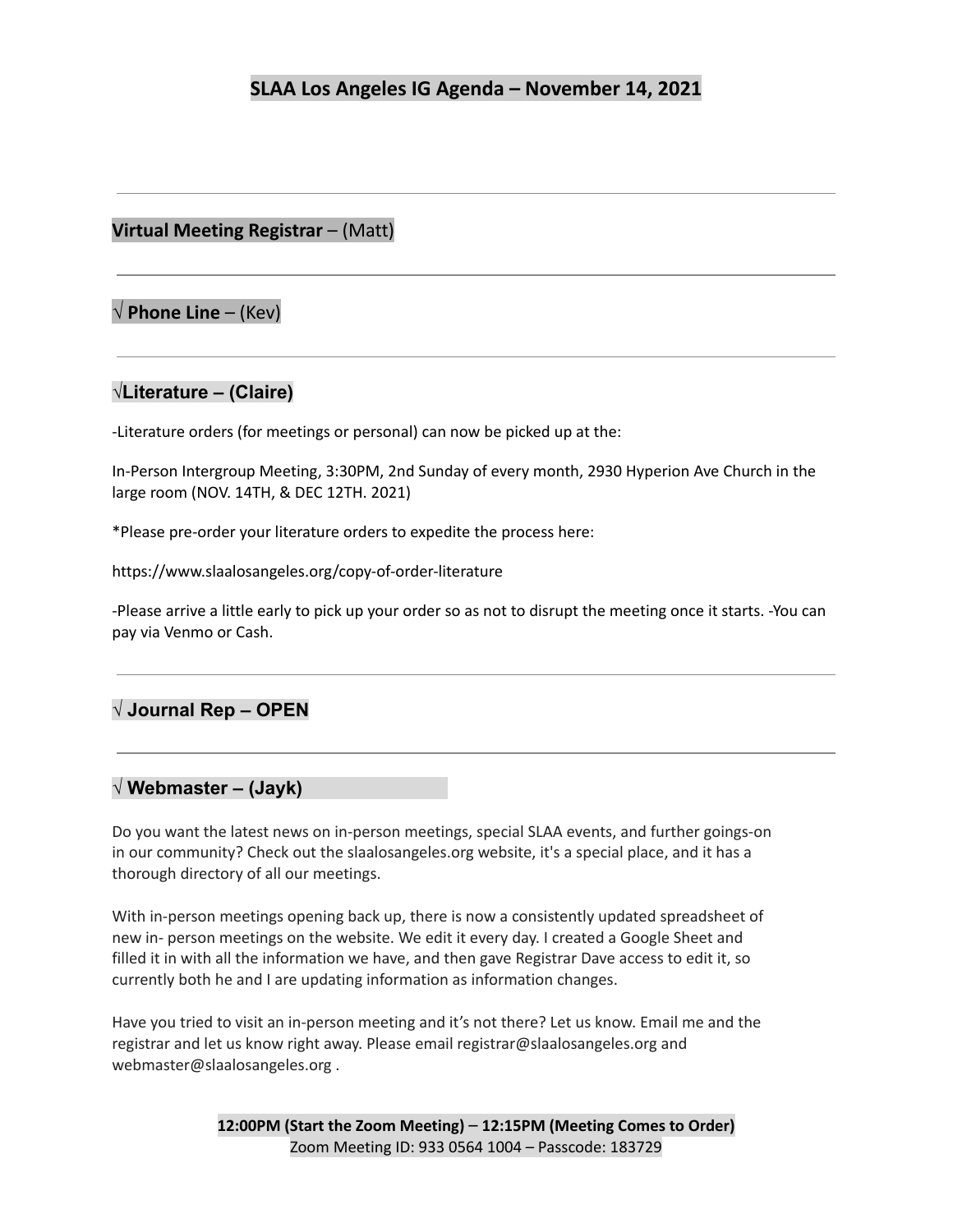---

**Virtual Meeting Registrar** – (Matt)

---

**√ Phone Line** – (Kev)

---

**√Literature – (Claire)**

-Literature orders (for meetings or personal) can now be picked up at the:

In-Person Intergroup Meeting, 3:30PM, 2nd Sunday of every month, 2930 Hyperion Ave Church in the large room (NOV. 14TH, & DEC 12TH. 2021)

*Please pre-order your literature orders to expedite the process here:

https://www.slaalosangeles.org/copy-of-order-literature

-Please arrive a little early to pick up your order so as not to disrupt the meeting once it starts. -You can pay via Venmo or Cash.

---

**√ Journal Rep – OPEN**

---

**√ Webmaster – (Jayk)**

Do you want the latest news on in-person meetings, special SLAA events, and further goings-on in our community? Check out the slaalosangeles.org website, it's a special place, and it has a thorough directory of all our meetings.

With in-person meetings opening back up, there is now a consistently updated spreadsheet of new in- person meetings on the website. We edit it every day. I created a Google Sheet and filled it in with all the information we have, and then gave Registrar Dave access to edit it, so currently both he and I are updating information as information changes.

Have you tried to visit an in-person meeting and it's not there? Let us know. Email me and the registrar and let us know right away. Please email registrar@slaalosangeles.org and webmaster@slaalosangeles.org .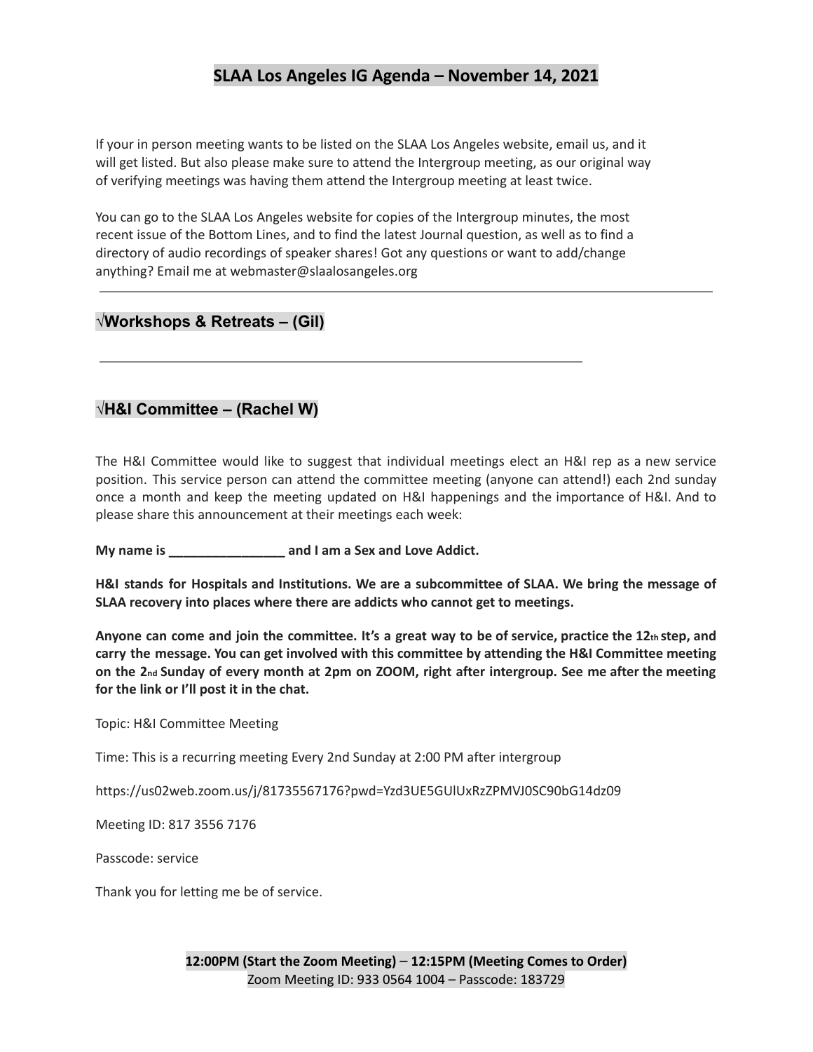# SLAA Los Angeles IG Agenda – November 14, 2021

If your in person meeting wants to be listed on the SLAA Los Angeles website, email us, and it will get listed. But also please make sure to attend the Intergroup meeting, as our original way of verifying meetings was having them attend the Intergroup meeting at least twice.

You can go to the SLAA Los Angeles website for copies of the Intergroup minutes, the most recent issue of the Bottom Lines, and to find the latest Journal question, as well as to find a directory of audio recordings of speaker shares! Got any questions or want to add/change anything? Email me at webmaster@slaalosangeles.org

---

## √Workshops & Retreats – (Gil)

---

## √H&I Committee – (Rachel W)

The H&I Committee would like to suggest that individual meetings elect an H&I rep as a new service position. This service person can attend the committee meeting (anyone can attend!) each 2nd sunday once a month and keep the meeting updated on H&I happenings and the importance of H&I. And to please share this announcement at their meetings each week:

**My name is ________________ and I am a Sex and Love Addict.**

**H&I stands for Hospitals and Institutions. We are a subcommittee of SLAA. We bring the message of SLAA recovery into places where there are addicts who cannot get to meetings.**

**Anyone can come and join the committee. It's a great way to be of service, practice the 12th step, and carry the message. You can get involved with this committee by attending the H&I Committee meeting on the 2nd Sunday of every month at 2pm on ZOOM, right after intergroup. See me after the meeting for the link or I'll post it in the chat.**

Topic: H&I Committee Meeting

Time: This is a recurring meeting Every 2nd Sunday at 2:00 PM after intergroup

https://us02web.zoom.us/j/81735567176?pwd=Yzd3UE5GUlUxRzZPMVJ0SC90bG14dz09

Meeting ID: 817 3556 7176

Passcode: service

Thank you for letting me be of service.

**12:00PM (Start the Zoom Meeting) – 12:15PM (Meeting Comes to Order)**
Zoom Meeting ID: 933 0564 1004 – Passcode: 183729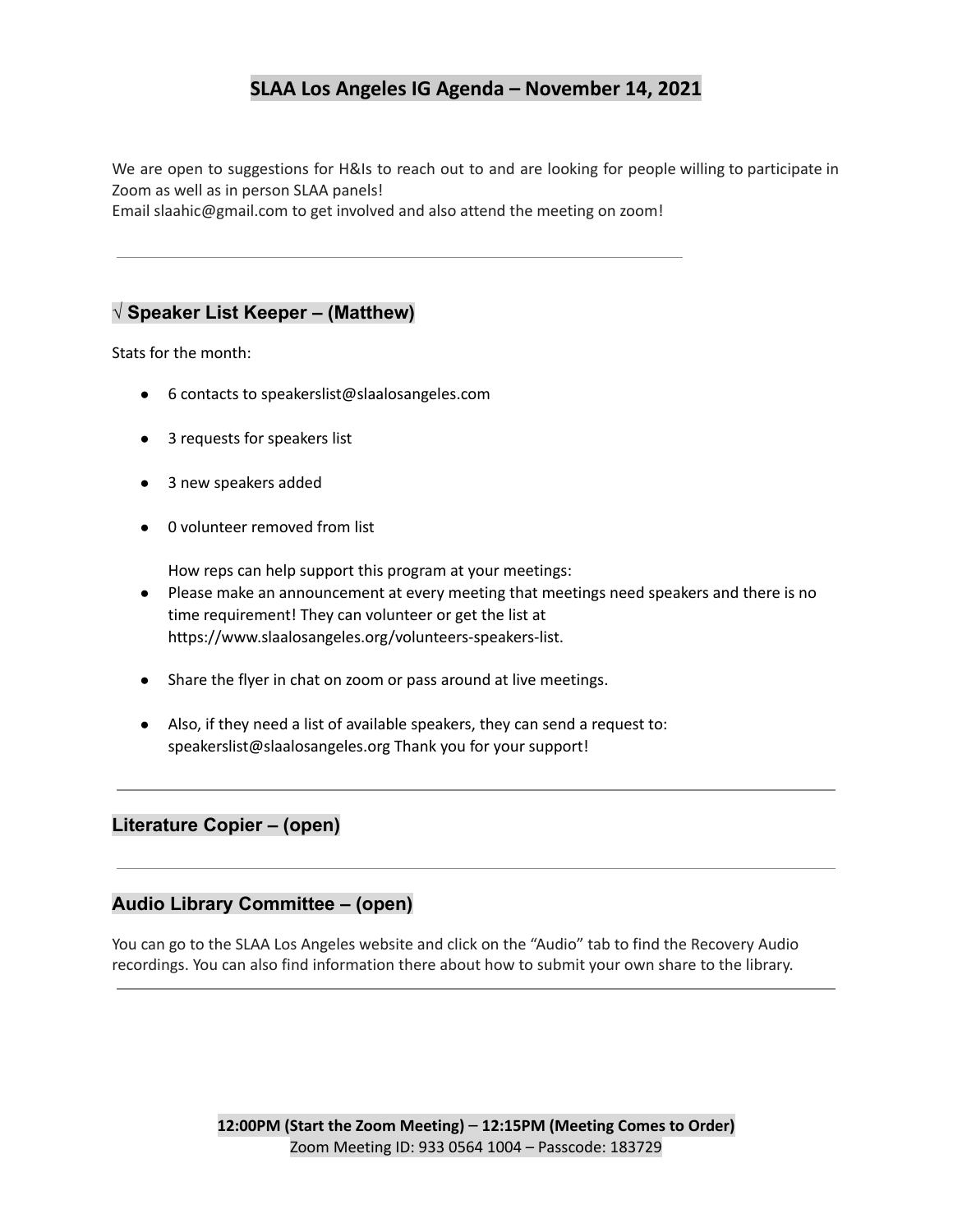# SLAA Los Angeles IG Agenda – November 14, 2021

We are open to suggestions for H&Is to reach out to and are looking for people willing to participate in Zoom as well as in person SLAA panels!
Email slaahic@gmail.com to get involved and also attend the meeting on zoom!

---

## √ Speaker List Keeper – (Matthew)

Stats for the month:

- 6 contacts to speakerslist@slaalosangeles.com
- 3 requests for speakers list
- 3 new speakers added
- 0 volunteer removed from list

How reps can help support this program at your meetings:

- Please make an announcement at every meeting that meetings need speakers and there is no time requirement! They can volunteer or get the list at https://www.slaalosangeles.org/volunteers-speakers-list.
- Share the flyer in chat on zoom or pass around at live meetings.
- Also, if they need a list of available speakers, they can send a request to: speakerslist@slaalosangeles.org Thank you for your support!

---

## Literature Copier – (open)

---

## Audio Library Committee – (open)

You can go to the SLAA Los Angeles website and click on the "Audio" tab to find the Recovery Audio recordings. You can also find information there about how to submit your own share to the library.

---

**12:00PM (Start the Zoom Meeting)** – **12:15PM (Meeting Comes to Order)**
Zoom Meeting ID: 933 0564 1004 – Passcode: 183729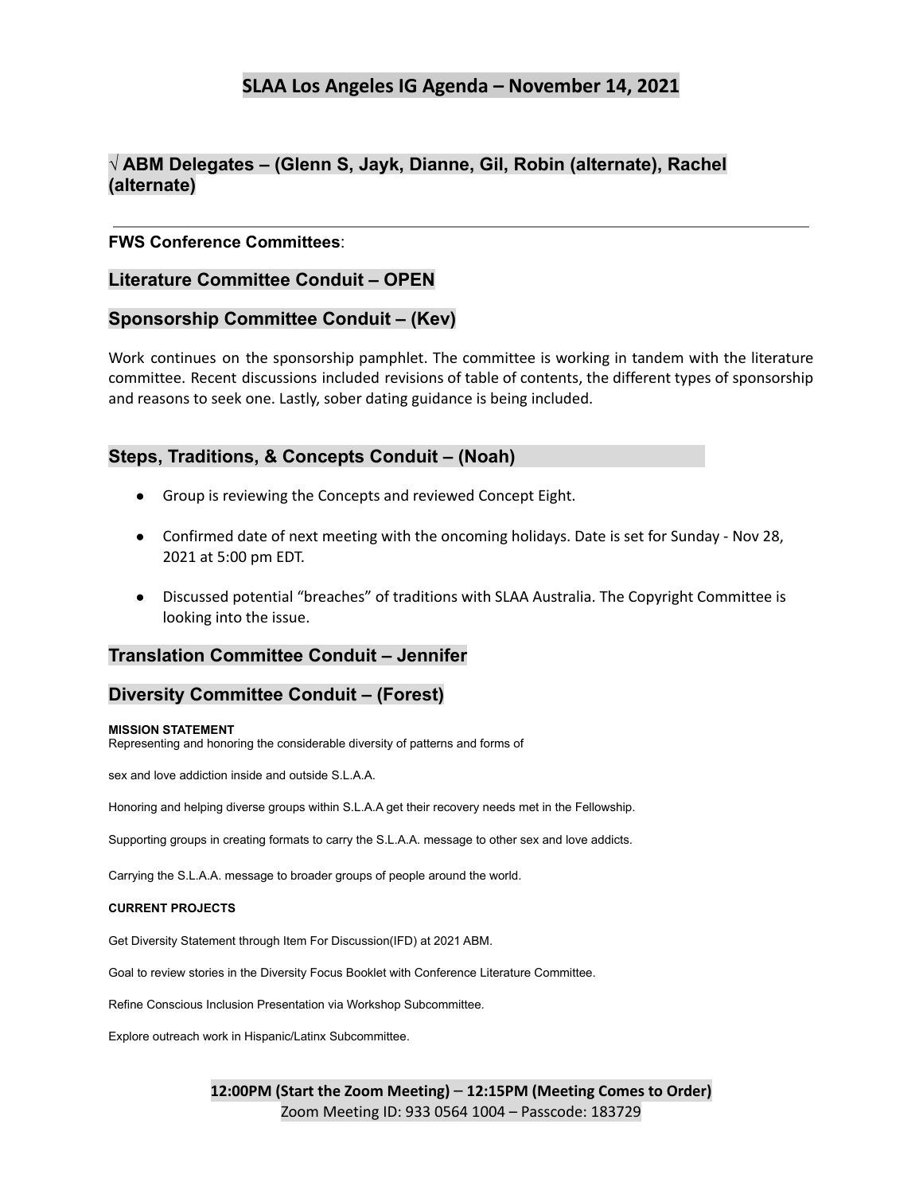# SLAA Los Angeles IG Agenda – November 14, 2021

## √ ABM Delegates – (Glenn S, Jayk, Dianne, Gil, Robin (alternate), Rachel (alternate)

---

**FWS Conference Committees**:

### Literature Committee Conduit – OPEN

### Sponsorship Committee Conduit – (Kev)

Work continues on the sponsorship pamphlet. The committee is working in tandem with the literature committee. Recent discussions included revisions of table of contents, the different types of sponsorship and reasons to seek one. Lastly, sober dating guidance is being included.

### Steps, Traditions, & Concepts Conduit – (Noah)

- Group is reviewing the Concepts and reviewed Concept Eight.
- Confirmed date of next meeting with the oncoming holidays. Date is set for Sunday - Nov 28, 2021 at 5:00 pm EDT.
- Discussed potential "breaches" of traditions with SLAA Australia. The Copyright Committee is looking into the issue.

### Translation Committee Conduit – Jennifer

### Diversity Committee Conduit – (Forest)

**MISSION STATEMENT**

Representing and honoring the considerable diversity of patterns and forms of

sex and love addiction inside and outside S.L.A.A.

Honoring and helping diverse groups within S.L.A.A get their recovery needs met in the Fellowship.

Supporting groups in creating formats to carry the S.L.A.A. message to other sex and love addicts.

Carrying the S.L.A.A. message to broader groups of people around the world.

**CURRENT PROJECTS**

Get Diversity Statement through Item For Discussion(IFD) at 2021 ABM.

Goal to review stories in the Diversity Focus Booklet with Conference Literature Committee.

Refine Conscious Inclusion Presentation via Workshop Subcommittee.

Explore outreach work in Hispanic/Latinx Subcommittee.

**12:00PM (Start the Zoom Meeting) – 12:15PM (Meeting Comes to Order)**
Zoom Meeting ID: 933 0564 1004 – Passcode: 183729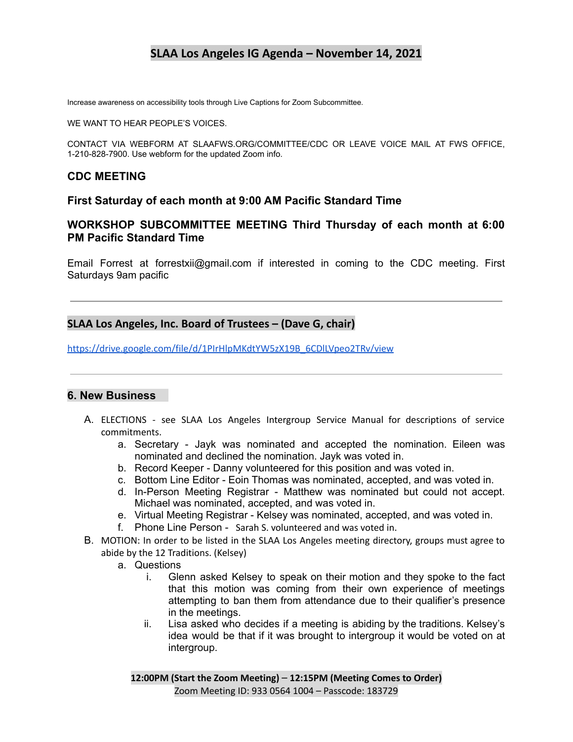Increase awareness on accessibility tools through Live Captions for Zoom Subcommittee.

WE WANT TO HEAR PEOPLE'S VOICES.

CONTACT VIA WEBFORM AT SLAAFWS.ORG/COMMITTEE/CDC OR LEAVE VOICE MAIL AT FWS OFFICE, 1-210-828-7900. Use webform for the updated Zoom info.

### CDC MEETING

### First Saturday of each month at 9:00 AM Pacific Standard Time

### WORKSHOP SUBCOMMITTEE MEETING Third Thursday of each month at 6:00 PM Pacific Standard Time

Email Forrest at forrestxii@gmail.com if interested in coming to the CDC meeting. First Saturdays 9am pacific

---

## SLAA Los Angeles, Inc. Board of Trustees – (Dave G, chair)

https://drive.google.com/file/d/1PIrHlpMKdtYW5zX19B_6CDlLVpeo2TRv/view

---

## 6. New Business

A. ELECTIONS - see SLAA Los Angeles Intergroup Service Manual for descriptions of service commitments.
   a. Secretary - Jayk was nominated and accepted the nomination. Eileen was nominated and declined the nomination. Jayk was voted in.
   b. Record Keeper - Danny volunteered for this position and was voted in.
   c. Bottom Line Editor - Eoin Thomas was nominated, accepted, and was voted in.
   d. In-Person Meeting Registrar - Matthew was nominated but could not accept. Michael was nominated, accepted, and was voted in.
   e. Virtual Meeting Registrar - Kelsey was nominated, accepted, and was voted in.
   f. Phone Line Person - Sarah S. volunteered and was voted in.

B. MOTION: In order to be listed in the SLAA Los Angeles meeting directory, groups must agree to abide by the 12 Traditions. (Kelsey)
   a. Questions
      i. Glenn asked Kelsey to speak on their motion and they spoke to the fact that this motion was coming from their own experience of meetings attempting to ban them from attendance due to their qualifier's presence in the meetings.
      ii. Lisa asked who decides if a meeting is abiding by the traditions. Kelsey's idea would be that if it was brought to intergroup it would be voted on at intergroup.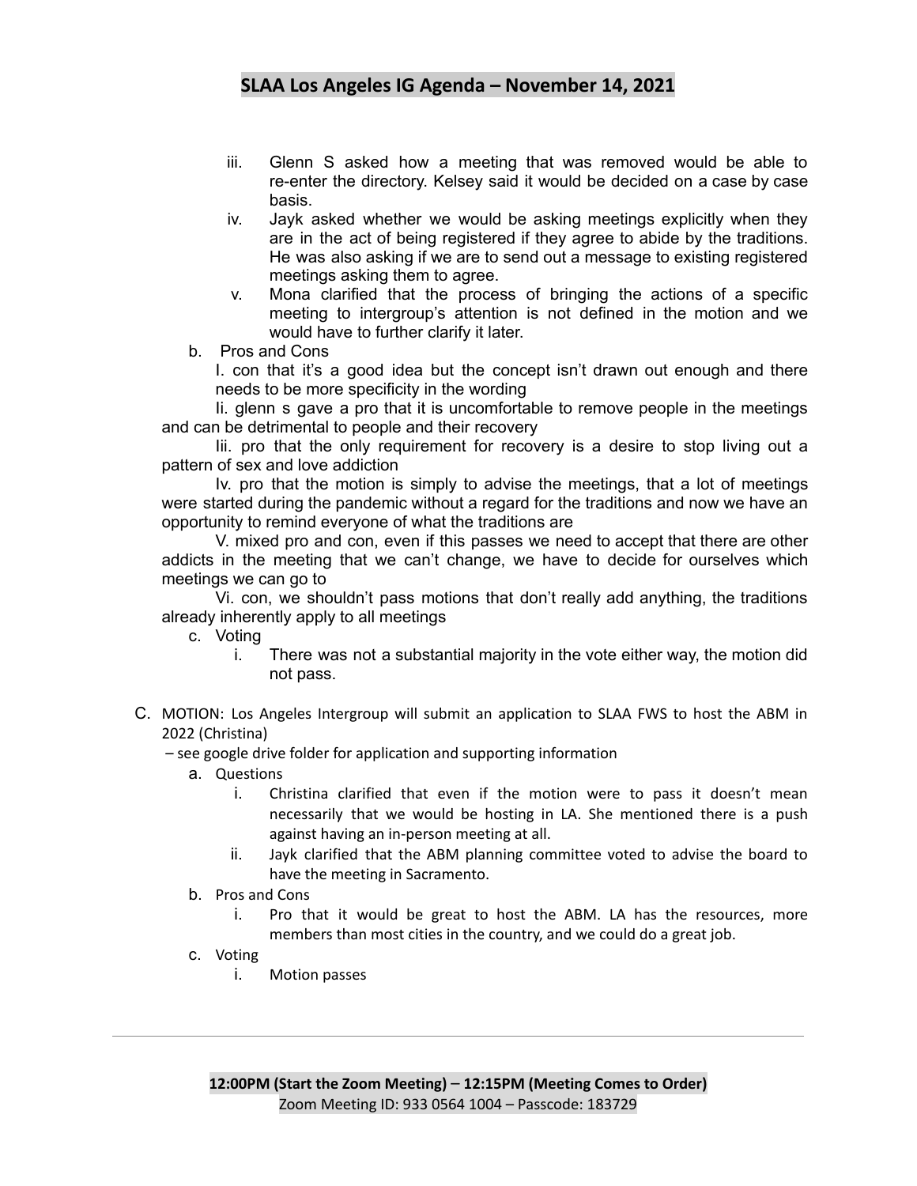iii. Glenn S asked how a meeting that was removed would be able to re-enter the directory. Kelsey said it would be decided on a case by case basis.
   iv. Jayk asked whether we would be asking meetings explicitly when they are in the act of being registered if they agree to abide by the traditions. He was also asking if we are to send out a message to existing registered meetings asking them to agree.
   v. Mona clarified that the process of bringing the actions of a specific meeting to intergroup's attention is not defined in the motion and we would have to further clarify it later.

b. Pros and Cons

   I. con that it's a good idea but the concept isn't drawn out enough and there needs to be more specificity in the wording

   Ii. glenn s gave a pro that it is uncomfortable to remove people in the meetings and can be detrimental to people and their recovery

   Iii. pro that the only requirement for recovery is a desire to stop living out a pattern of sex and love addiction

   Iv. pro that the motion is simply to advise the meetings, that a lot of meetings were started during the pandemic without a regard for the traditions and now we have an opportunity to remind everyone of what the traditions are

   V. mixed pro and con, even if this passes we need to accept that there are other addicts in the meeting that we can't change, we have to decide for ourselves which meetings we can go to

   Vi. con, we shouldn't pass motions that don't really add anything, the traditions already inherently apply to all meetings

c. Voting
   i. There was not a substantial majority in the vote either way, the motion did not pass.

C. MOTION: Los Angeles Intergroup will submit an application to SLAA FWS to host the ABM in 2022 (Christina)

– see google drive folder for application and supporting information

a. Questions
   i. Christina clarified that even if the motion were to pass it doesn't mean necessarily that we would be hosting in LA. She mentioned there is a push against having an in-person meeting at all.
   ii. Jayk clarified that the ABM planning committee voted to advise the board to have the meeting in Sacramento.

b. Pros and Cons
   i. Pro that it would be great to host the ABM. LA has the resources, more members than most cities in the country, and we could do a great job.

c. Voting
   i. Motion passes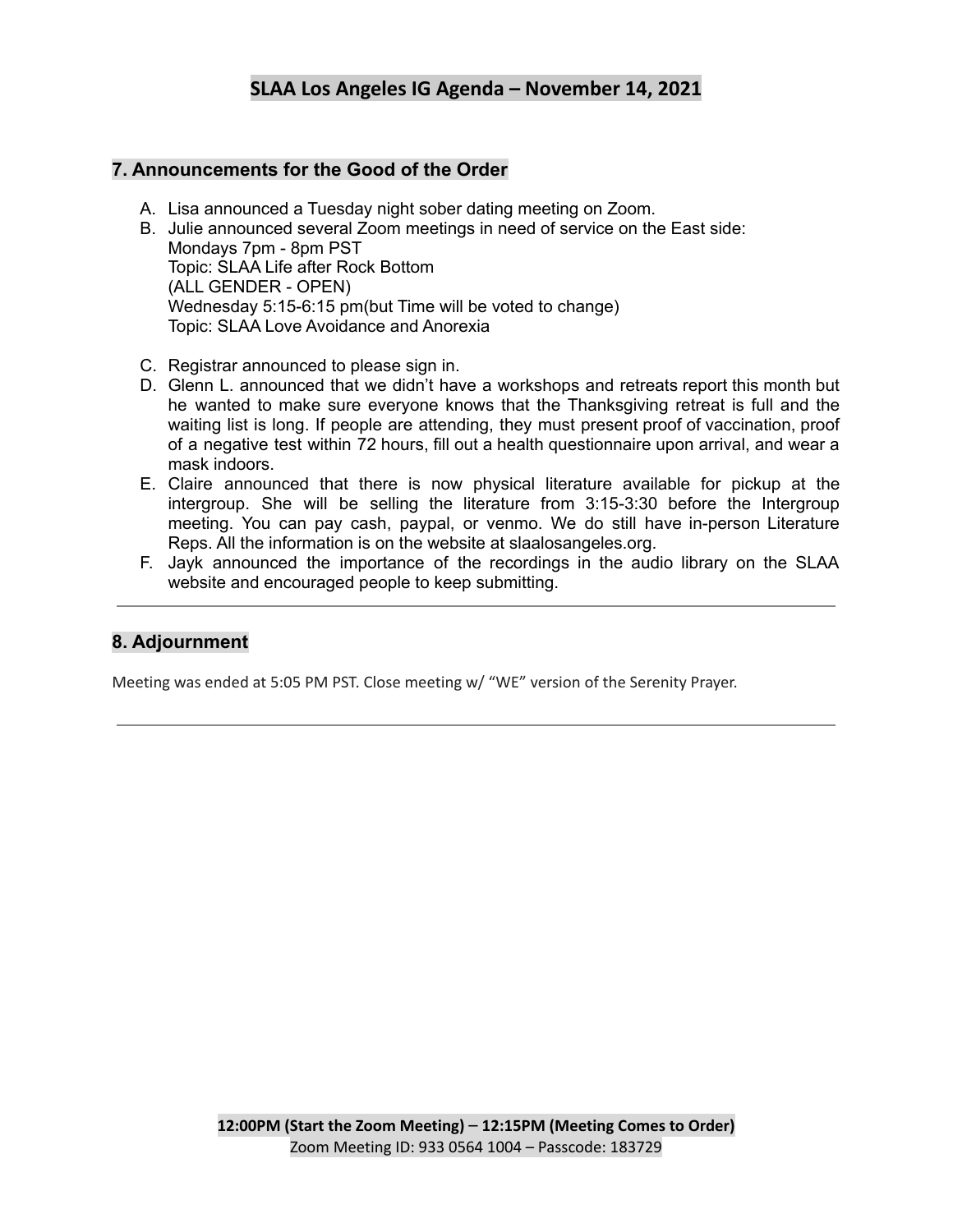## 7. Announcements for the Good of the Order

A. Lisa announced a Tuesday night sober dating meeting on Zoom.
B. Julie announced several Zoom meetings in need of service on the East side:
   Mondays 7pm - 8pm PST
   Topic: SLAA Life after Rock Bottom
   (ALL GENDER - OPEN)
   Wednesday 5:15-6:15 pm(but Time will be voted to change)
   Topic: SLAA Love Avoidance and Anorexia
C. Registrar announced to please sign in.
D. Glenn L. announced that we didn't have a workshops and retreats report this month but he wanted to make sure everyone knows that the Thanksgiving retreat is full and the waiting list is long. If people are attending, they must present proof of vaccination, proof of a negative test within 72 hours, fill out a health questionnaire upon arrival, and wear a mask indoors.
E. Claire announced that there is now physical literature available for pickup at the intergroup. She will be selling the literature from 3:15-3:30 before the Intergroup meeting. You can pay cash, paypal, or venmo. We do still have in-person Literature Reps. All the information is on the website at slaalosangeles.org.
F. Jayk announced the importance of the recordings in the audio library on the SLAA website and encouraged people to keep submitting.

---

## 8. Adjournment

Meeting was ended at 5:05 PM PST. Close meeting w/ "WE" version of the Serenity Prayer.

---